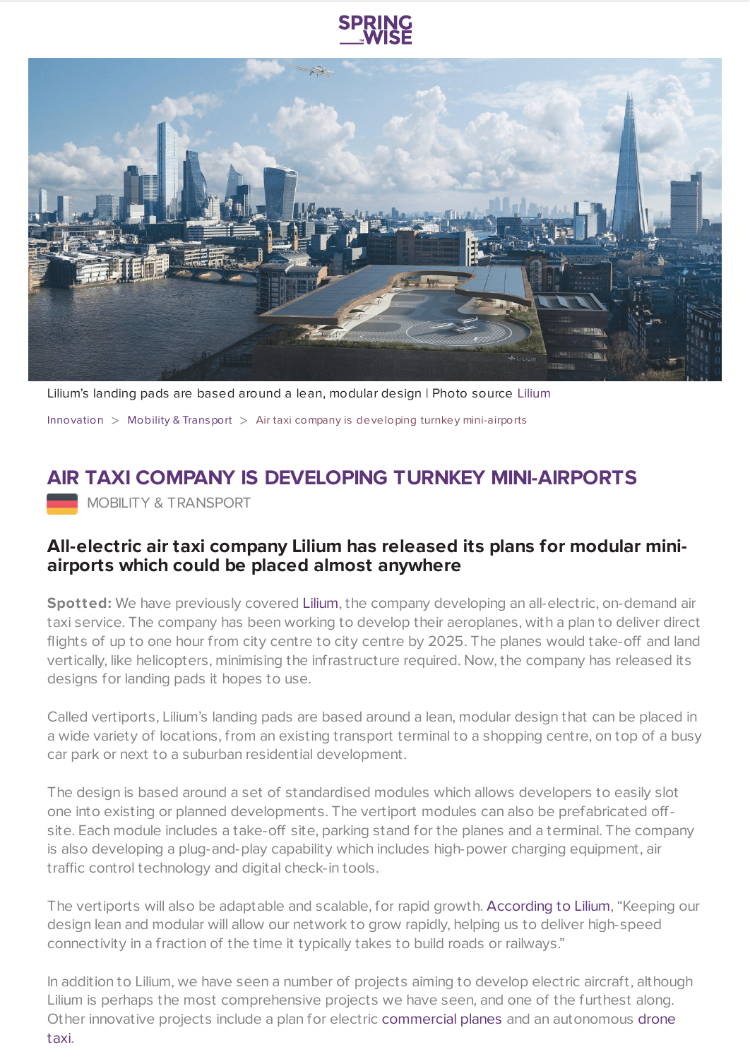Lilium's landing pads are based around a lean, modular design | Photo source Lilium

Innovation > Mobility & Transport > Air taxi company is developing turnkey mini-airports

# AIR TAXI COMPANY IS DEVELOPING TURNKEY MINI-AIRPORTS

MOBILITY & TRANSPORT

## All-electric air taxi company Lilium has released its plans for modular mini-airports which could be placed almost anywhere

**Spotted:** We have previously covered Lilium, the company developing an all-electric, on-demand air taxi service. The company has been working to develop their aeroplanes, with a plan to deliver direct flights of up to one hour from city centre to city centre by 2025. The planes would take-off and land vertically, like helicopters, minimising the infrastructure required. Now, the company has released its designs for landing pads it hopes to use.

Called vertiports, Lilium's landing pads are based around a lean, modular design that can be placed in a wide variety of locations, from an existing transport terminal to a shopping centre, on top of a busy car park or next to a suburban residential development.

The design is based around a set of standardised modules which allows developers to easily slot one into existing or planned developments. The vertiport modules can also be prefabricated off-site. Each module includes a take-off site, parking stand for the planes and a terminal. The company is also developing a plug-and-play capability which includes high-power charging equipment, air traffic control technology and digital check-in tools.

The vertiports will also be adaptable and scalable, for rapid growth. According to Lilium, "Keeping our design lean and modular will allow our network to grow rapidly, helping us to deliver high-speed connectivity in a fraction of the time it typically takes to build roads or railways."

In addition to Lilium, we have seen a number of projects aiming to develop electric aircraft, although Lilium is perhaps the most comprehensive projects we have seen, and one of the furthest along. Other innovative projects include a plan for electric commercial planes and an autonomous drone taxi.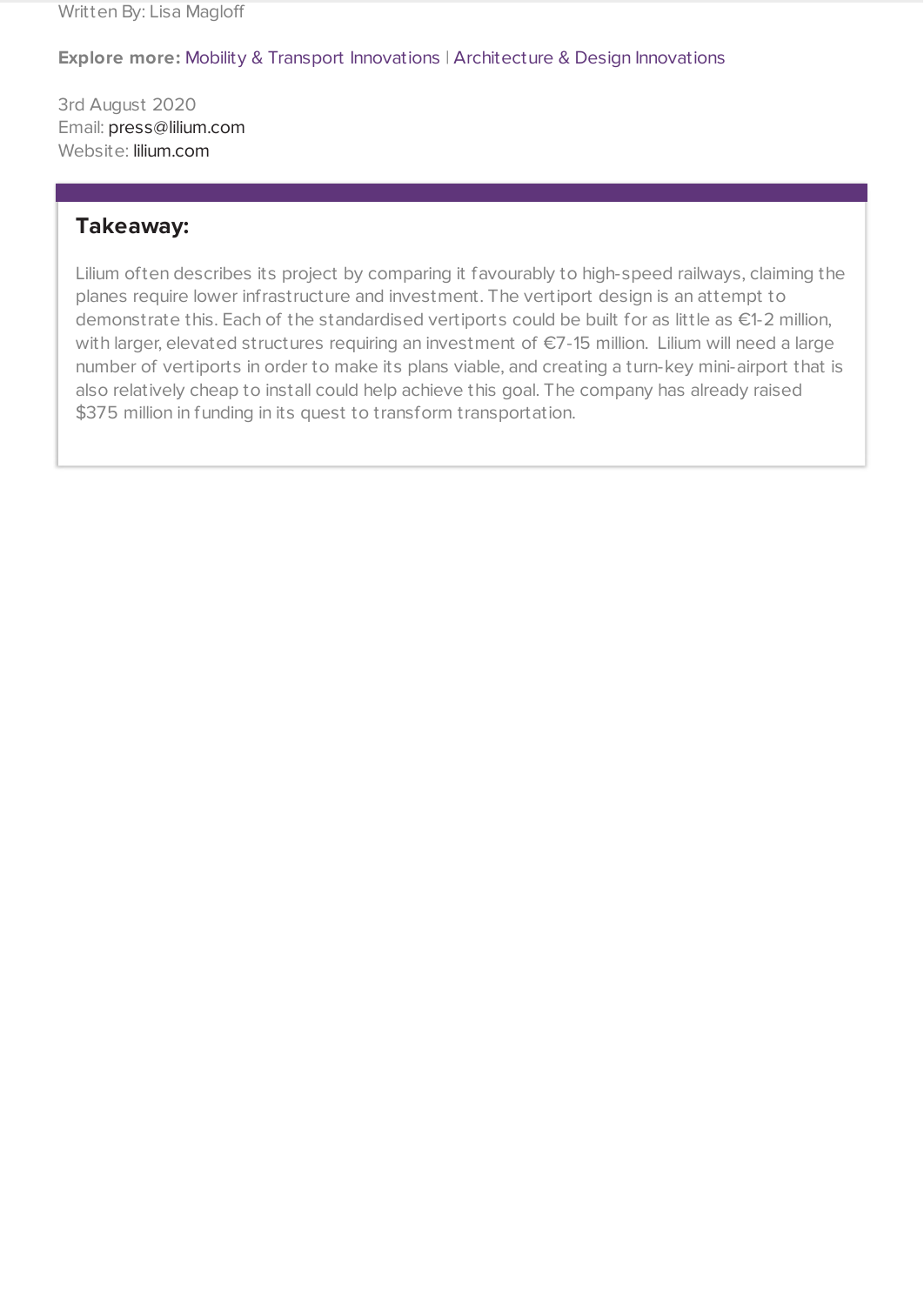Written By: Lisa Magloff

**Explore more:** Mobility & Transport Innovations | Architecture & Design Innovations

3rd August 2020
Email: press@lilium.com
Website: lilium.com

## Takeaway:

Lilium often describes its project by comparing it favourably to high-speed railways, claiming the planes require lower infrastructure and investment. The vertiport design is an attempt to demonstrate this. Each of the standardised vertiports could be built for as little as €1-2 million, with larger, elevated structures requiring an investment of €7-15 million. Lilium will need a large number of vertiports in order to make its plans viable, and creating a turn-key mini-airport that is also relatively cheap to install could help achieve this goal. The company has already raised $375 million in funding in its quest to transform transportation.